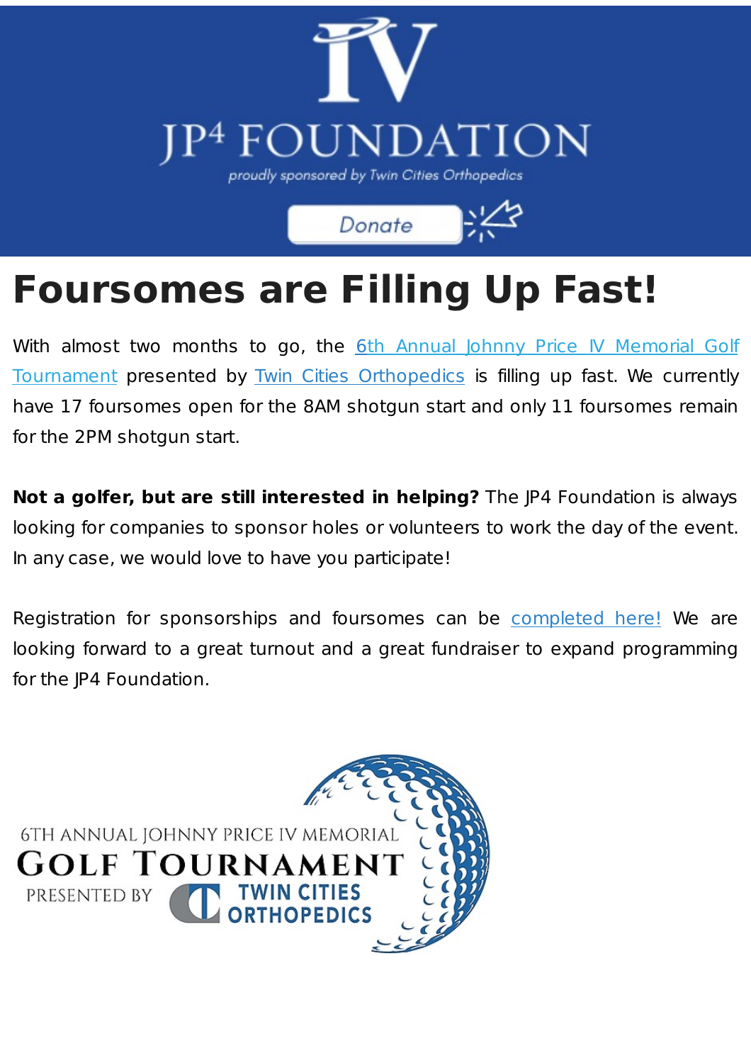# Foursomes are Filling Up Fast!

With almost two months to go, the 6th Annual Johnny Price IV Memorial Golf Tournament presented by Twin Cities Orthopedics is filling up fast. We currently have 17 foursomes open for the 8AM shotgun start and only 11 foursomes remain for the 2PM shotgun start.

**Not a golfer, but are still interested in helping?** The JP4 Foundation is always looking for companies to sponsor holes or volunteers to work the day of the event. In any case, we would love to have you participate!

Registration for sponsorships and foursomes can be completed here! We are looking forward to a great turnout and a great fundraiser to expand programming for the JP4 Foundation.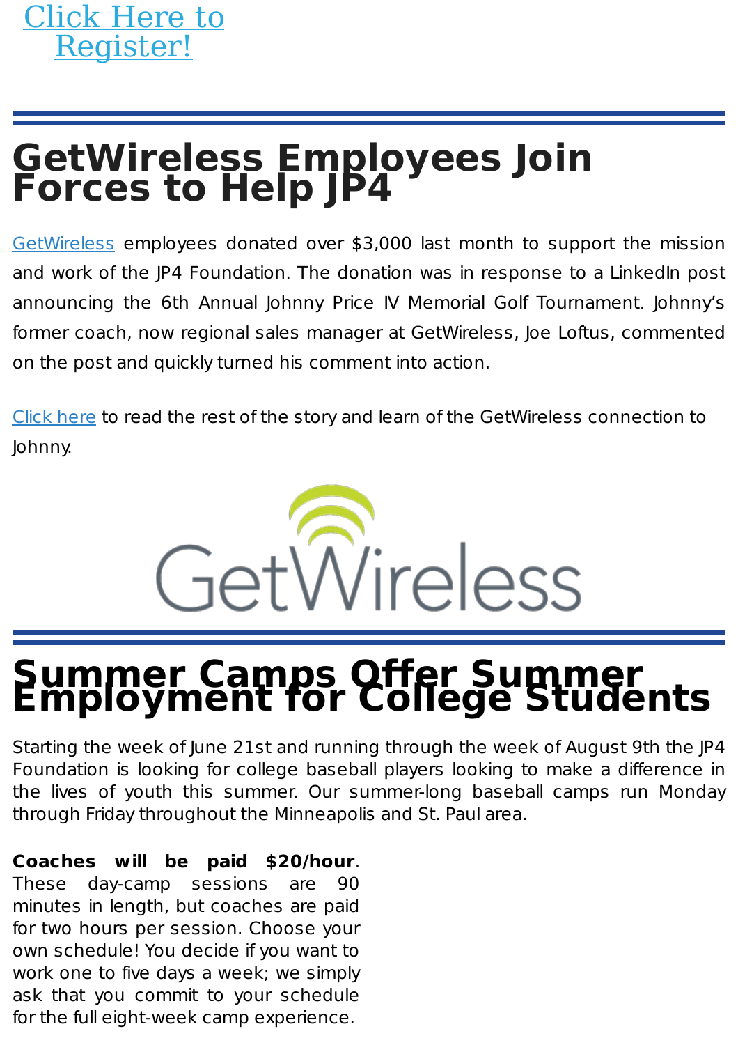Click Here to Register!

---

# GetWireless Employees Join Forces to Help JP4

GetWireless employees donated over $3,000 last month to support the mission and work of the JP4 Foundation. The donation was in response to a LinkedIn post announcing the 6th Annual Johnny Price IV Memorial Golf Tournament. Johnny's former coach, now regional sales manager at GetWireless, Joe Loftus, commented on the post and quickly turned his comment into action.

Click here to read the rest of the story and learn of the GetWireless connection to Johnny.

GetWireless

---

# Summer Camps Offer Summer Employment for College Students

Starting the week of June 21st and running through the week of August 9th the JP4 Foundation is looking for college baseball players looking to make a difference in the lives of youth this summer. Our summer-long baseball camps run Monday through Friday throughout the Minneapolis and St. Paul area.

**Coaches will be paid $20/hour**. These day-camp sessions are 90 minutes in length, but coaches are paid for two hours per session. Choose your own schedule! You decide if you want to work one to five days a week; we simply ask that you commit to your schedule for the full eight-week camp experience.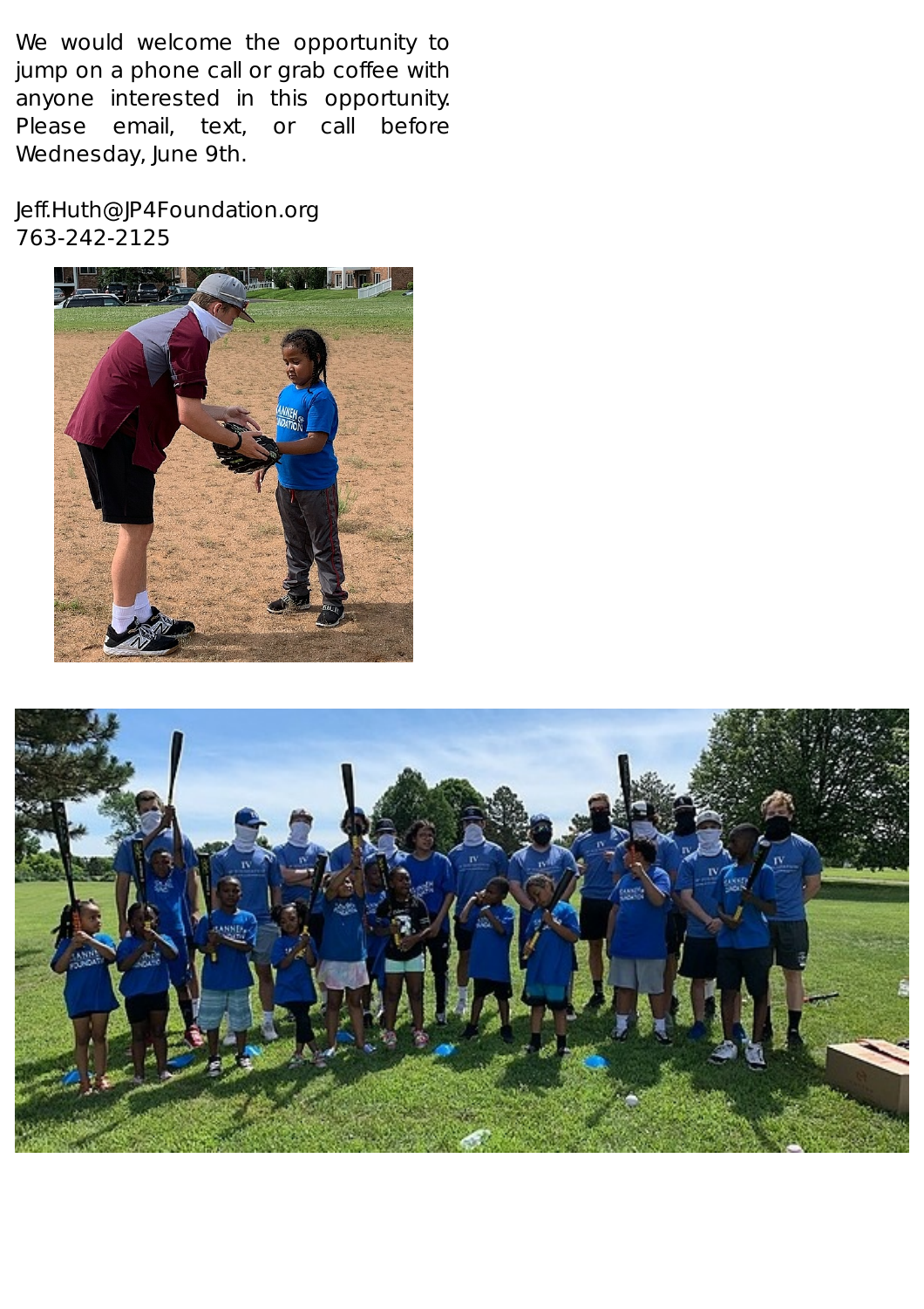We would welcome the opportunity to jump on a phone call or grab coffee with anyone interested in this opportunity. Please email, text, or call before Wednesday, June 9th.

Jeff.Huth@JP4Foundation.org
763-242-2125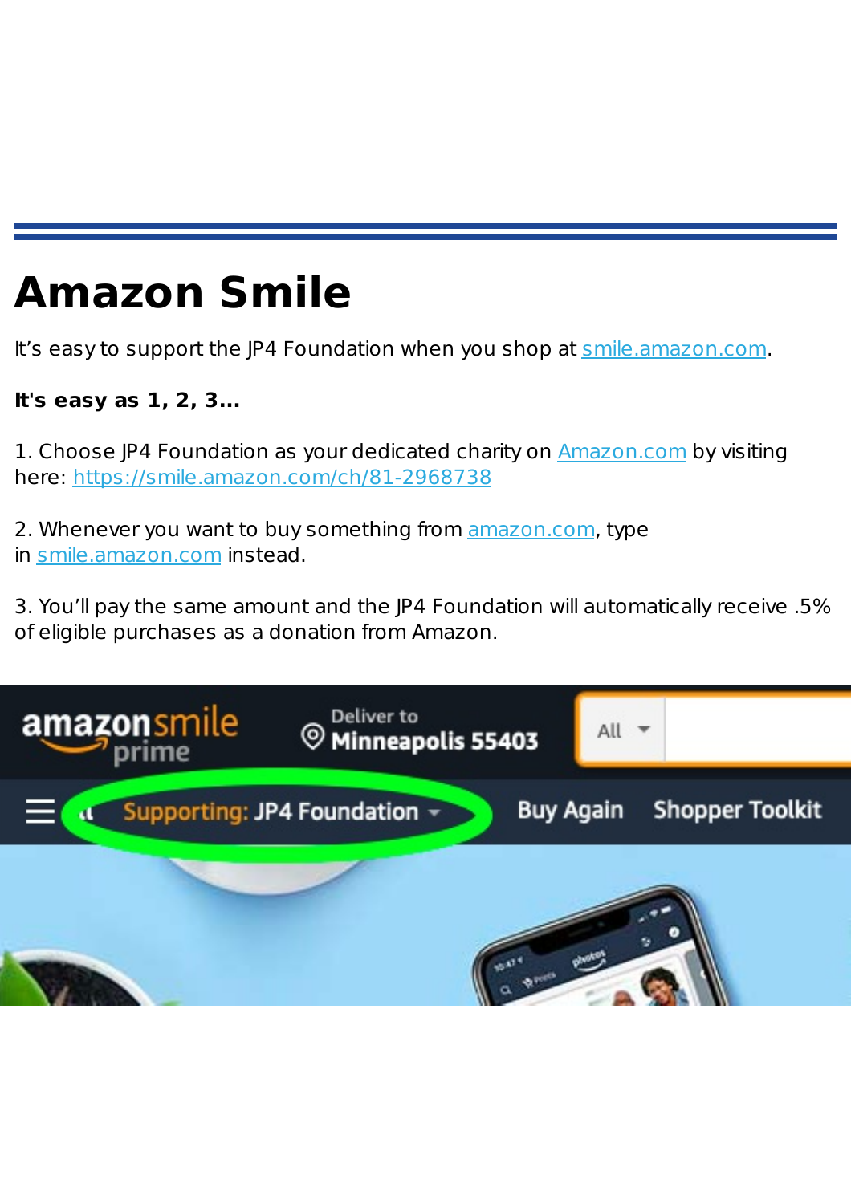# Amazon Smile

It's easy to support the JP4 Foundation when you shop at smile.amazon.com.

**It's easy as 1, 2, 3...**

1. Choose JP4 Foundation as your dedicated charity on Amazon.com by visiting here: https://smile.amazon.com/ch/81-2968738

2. Whenever you want to buy something from amazon.com, type in smile.amazon.com instead.

3. You'll pay the same amount and the JP4 Foundation will automatically receive .5% of eligible purchases as a donation from Amazon.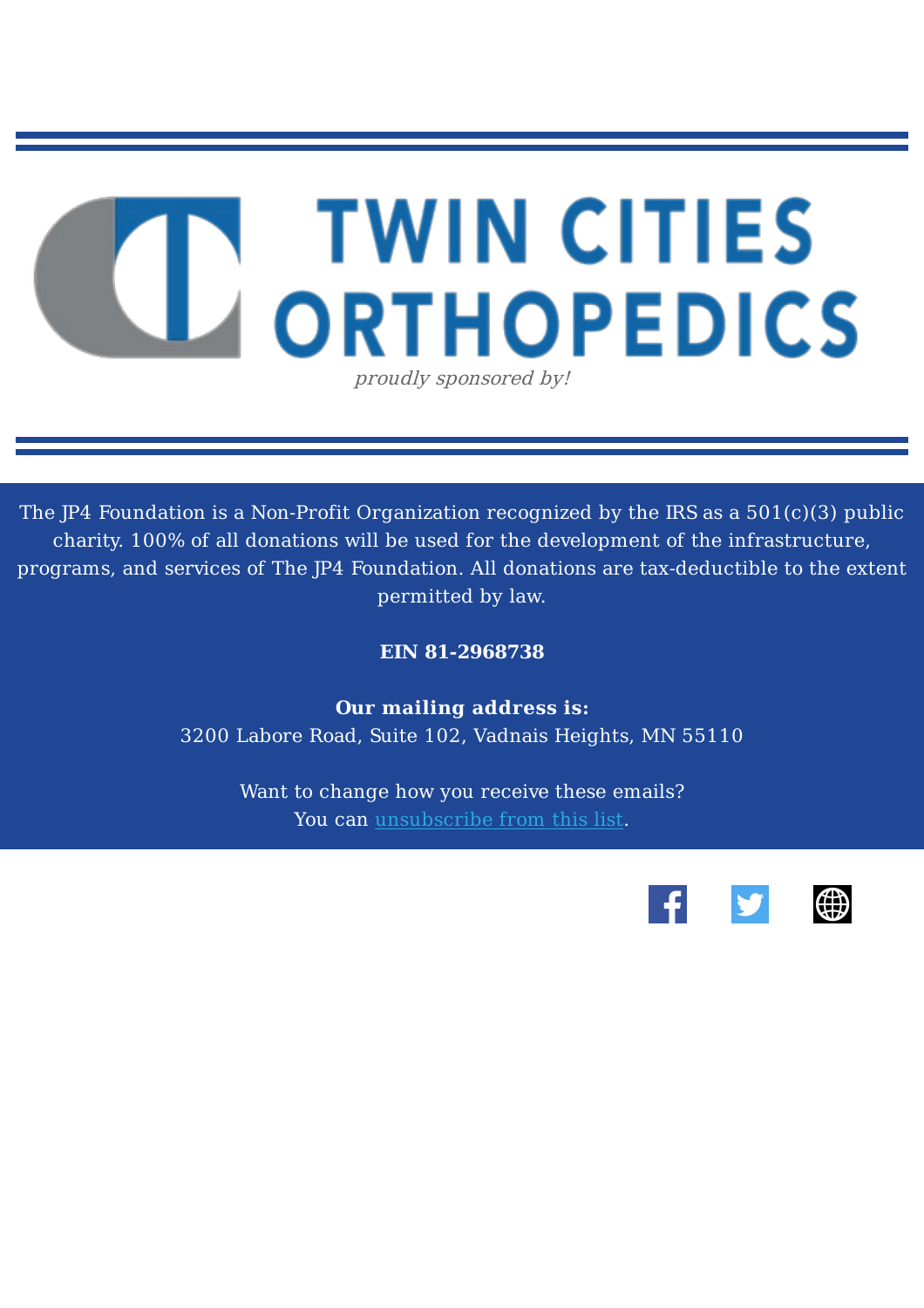TWIN CITIES ORTHOPEDICS

*proudly sponsored by!*

The JP4 Foundation is a Non-Profit Organization recognized by the IRS as a 501(c)(3) public charity. 100% of all donations will be used for the development of the infrastructure, programs, and services of The JP4 Foundation. All donations are tax-deductible to the extent permitted by law.

**EIN 81-2968738**

**Our mailing address is:**
3200 Labore Road, Suite 102, Vadnais Heights, MN 55110

Want to change how you receive these emails?
You can unsubscribe from this list.